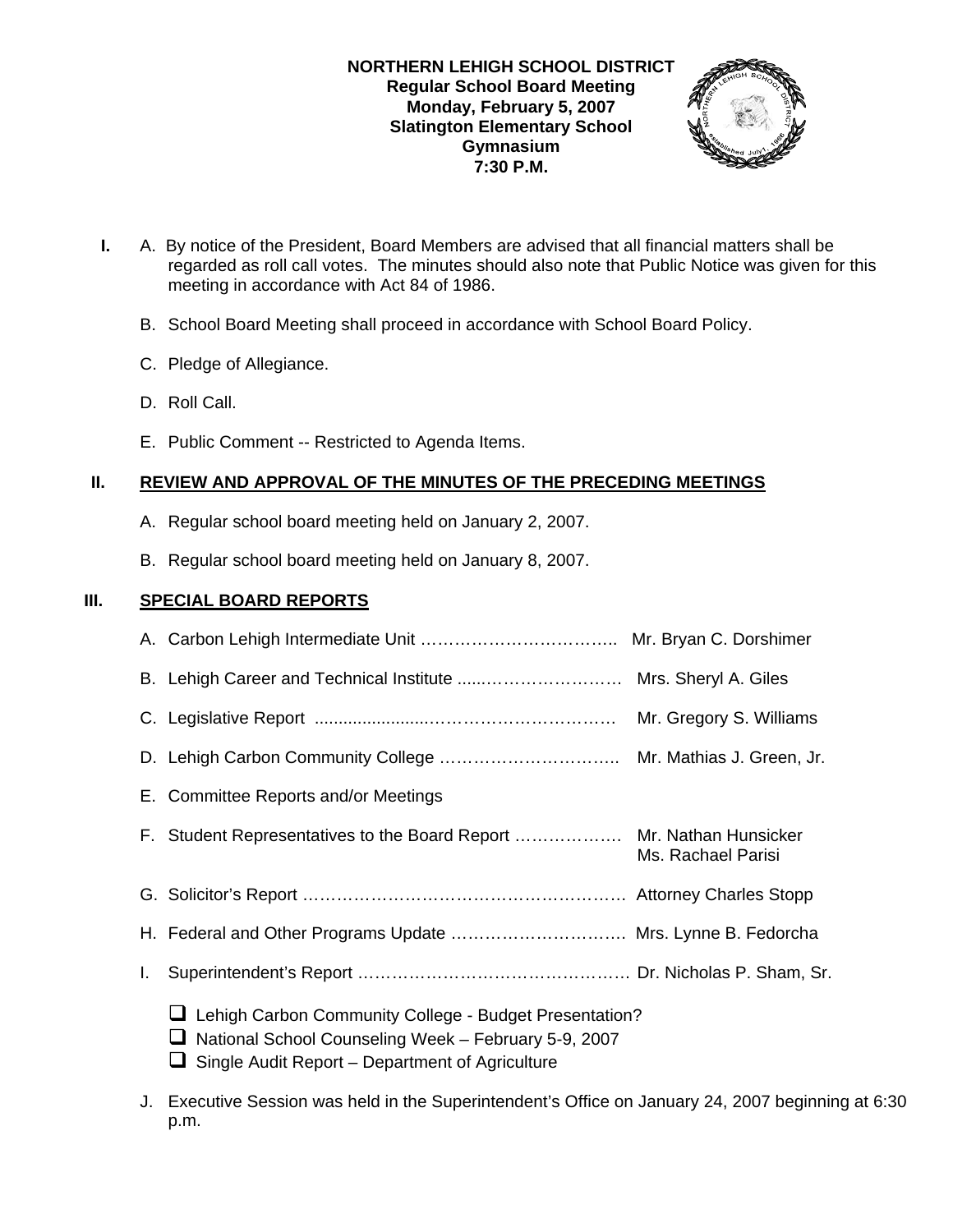**NORTHERN LEHIGH SCHOOL DISTRICT**
**Regular School Board Meeting**
**Monday, February 5, 2007**
**Slatington Elementary School**
**Gymnasium**
**7:30 P.M.**

**I.** A. By notice of the President, Board Members are advised that all financial matters shall be regarded as roll call votes. The minutes should also note that Public Notice was given for this meeting in accordance with Act 84 of 1986.

B. School Board Meeting shall proceed in accordance with School Board Policy.

C. Pledge of Allegiance.

D. Roll Call.

E. Public Comment -- Restricted to Agenda Items.

## II. REVIEW AND APPROVAL OF THE MINUTES OF THE PRECEDING MEETINGS

A. Regular school board meeting held on January 2, 2007.

B. Regular school board meeting held on January 8, 2007.

## III. SPECIAL BOARD REPORTS

A. Carbon Lehigh Intermediate Unit …………………………….. Mr. Bryan C. Dorshimer

B. Lehigh Career and Technical Institute .....…………………… Mrs. Sheryl A. Giles

C. Legislative Report .......................…………………………… Mr. Gregory S. Williams

D. Lehigh Carbon Community College ………………………….. Mr. Mathias J. Green, Jr.

E. Committee Reports and/or Meetings

F. Student Representatives to the Board Report ………………. Mr. Nathan Hunsicker
Ms. Rachael Parisi

G. Solicitor's Report ………………………………………………… Attorney Charles Stopp

H. Federal and Other Programs Update …………………………. Mrs. Lynne B. Fedorcha

I. Superintendent's Report ………………………………………… Dr. Nicholas P. Sham, Sr.

- ❑ Lehigh Carbon Community College - Budget Presentation?
- ❑ National School Counseling Week – February 5-9, 2007
- ❑ Single Audit Report – Department of Agriculture

J. Executive Session was held in the Superintendent's Office on January 24, 2007 beginning at 6:30 p.m.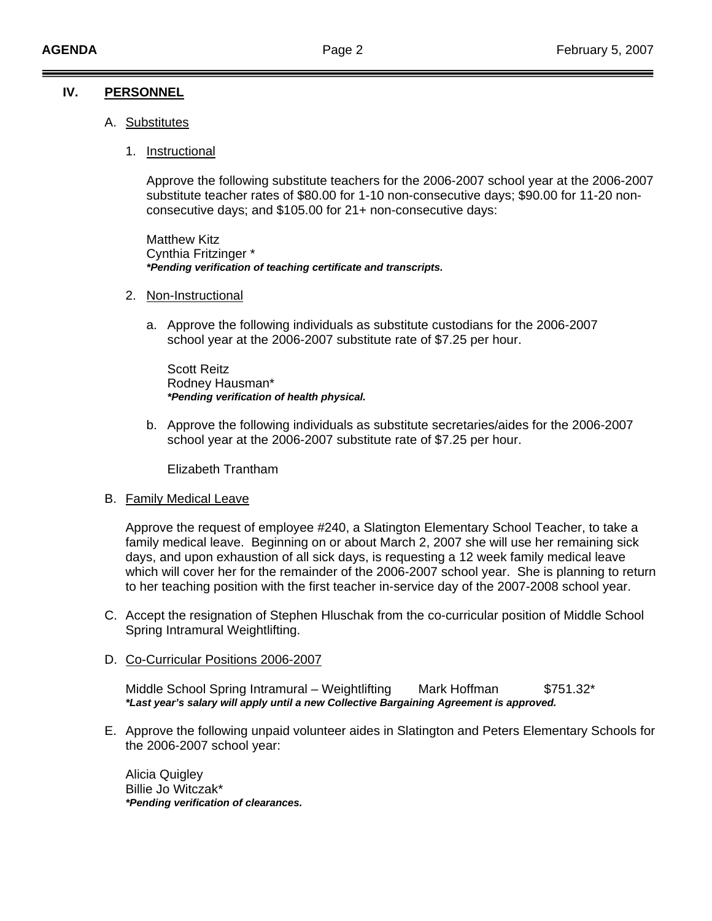## IV. PERSONNEL

A. Substitutes

1. Instructional

Approve the following substitute teachers for the 2006-2007 school year at the 2006-2007 substitute teacher rates of $80.00 for 1-10 non-consecutive days; $90.00 for 11-20 non-consecutive days; and $105.00 for 21+ non-consecutive days:

Matthew Kitz
Cynthia Fritzinger *
***Pending verification of teaching certificate and transcripts.***

2. Non-Instructional

a. Approve the following individuals as substitute custodians for the 2006-2007 school year at the 2006-2007 substitute rate of $7.25 per hour.

Scott Reitz
Rodney Hausman*
***Pending verification of health physical.***

b. Approve the following individuals as substitute secretaries/aides for the 2006-2007 school year at the 2006-2007 substitute rate of $7.25 per hour.

Elizabeth Trantham

B. Family Medical Leave

Approve the request of employee #240, a Slatington Elementary School Teacher, to take a family medical leave. Beginning on or about March 2, 2007 she will use her remaining sick days, and upon exhaustion of all sick days, is requesting a 12 week family medical leave which will cover her for the remainder of the 2006-2007 school year. She is planning to return to her teaching position with the first teacher in-service day of the 2007-2008 school year.

C. Accept the resignation of Stephen Hluschak from the co-curricular position of Middle School Spring Intramural Weightlifting.

D. Co-Curricular Positions 2006-2007

Middle School Spring Intramural – Weightlifting    Mark Hoffman    $751.32*
***Last year's salary will apply until a new Collective Bargaining Agreement is approved.***

E. Approve the following unpaid volunteer aides in Slatington and Peters Elementary Schools for the 2006-2007 school year:

Alicia Quigley
Billie Jo Witczak*
***Pending verification of clearances.***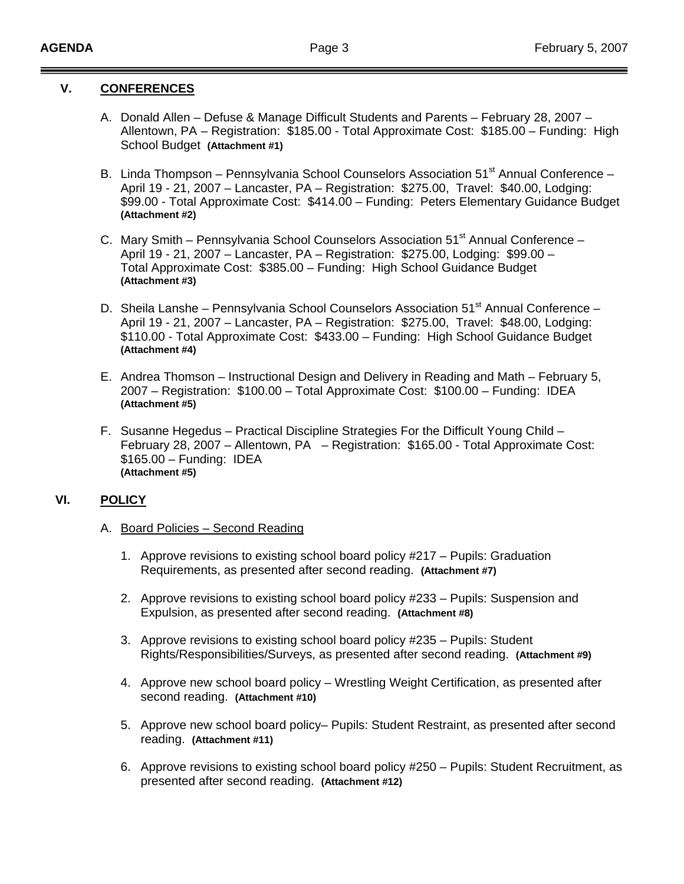## V. CONFERENCES

A. Donald Allen – Defuse & Manage Difficult Students and Parents – February 28, 2007 – Allentown, PA – Registration: $185.00 - Total Approximate Cost: $185.00 – Funding: High School Budget **(Attachment #1)**

B. Linda Thompson – Pennsylvania School Counselors Association 51st Annual Conference – April 19 - 21, 2007 – Lancaster, PA – Registration: $275.00, Travel: $40.00, Lodging: $99.00 - Total Approximate Cost: $414.00 – Funding: Peters Elementary Guidance Budget **(Attachment #2)**

C. Mary Smith – Pennsylvania School Counselors Association 51st Annual Conference – April 19 - 21, 2007 – Lancaster, PA – Registration: $275.00, Lodging: $99.00 – Total Approximate Cost: $385.00 – Funding: High School Guidance Budget **(Attachment #3)**

D. Sheila Lanshe – Pennsylvania School Counselors Association 51st Annual Conference – April 19 - 21, 2007 – Lancaster, PA – Registration: $275.00, Travel: $48.00, Lodging: $110.00 - Total Approximate Cost: $433.00 – Funding: High School Guidance Budget **(Attachment #4)**

E. Andrea Thomson – Instructional Design and Delivery in Reading and Math – February 5, 2007 – Registration: $100.00 – Total Approximate Cost: $100.00 – Funding: IDEA **(Attachment #5)**

F. Susanne Hegedus – Practical Discipline Strategies For the Difficult Young Child – February 28, 2007 – Allentown, PA – Registration: $165.00 - Total Approximate Cost: $165.00 – Funding: IDEA **(Attachment #5)**

## VI. POLICY

A. Board Policies – Second Reading

1. Approve revisions to existing school board policy #217 – Pupils: Graduation Requirements, as presented after second reading. **(Attachment #7)**

2. Approve revisions to existing school board policy #233 – Pupils: Suspension and Expulsion, as presented after second reading. **(Attachment #8)**

3. Approve revisions to existing school board policy #235 – Pupils: Student Rights/Responsibilities/Surveys, as presented after second reading. **(Attachment #9)**

4. Approve new school board policy – Wrestling Weight Certification, as presented after second reading. **(Attachment #10)**

5. Approve new school board policy– Pupils: Student Restraint, as presented after second reading. **(Attachment #11)**

6. Approve revisions to existing school board policy #250 – Pupils: Student Recruitment, as presented after second reading. **(Attachment #12)**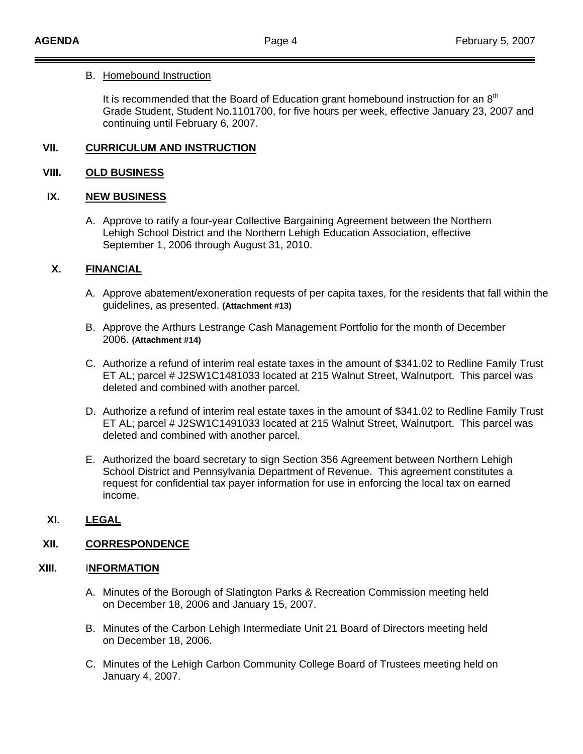B. Homebound Instruction

It is recommended that the Board of Education grant homebound instruction for an 8th Grade Student, Student No.1101700, for five hours per week, effective January 23, 2007 and continuing until February 6, 2007.

## VII. CURRICULUM AND INSTRUCTION

## VIII. OLD BUSINESS

## IX. NEW BUSINESS

A. Approve to ratify a four-year Collective Bargaining Agreement between the Northern Lehigh School District and the Northern Lehigh Education Association, effective September 1, 2006 through August 31, 2010.

## X. FINANCIAL

A. Approve abatement/exoneration requests of per capita taxes, for the residents that fall within the guidelines, as presented. **(Attachment #13)**

B. Approve the Arthurs Lestrange Cash Management Portfolio for the month of December 2006. **(Attachment #14)**

C. Authorize a refund of interim real estate taxes in the amount of $341.02 to Redline Family Trust ET AL; parcel # J2SW1C1481033 located at 215 Walnut Street, Walnutport. This parcel was deleted and combined with another parcel.

D. Authorize a refund of interim real estate taxes in the amount of $341.02 to Redline Family Trust ET AL; parcel # J2SW1C1491033 located at 215 Walnut Street, Walnutport. This parcel was deleted and combined with another parcel.

E. Authorized the board secretary to sign Section 356 Agreement between Northern Lehigh School District and Pennsylvania Department of Revenue. This agreement constitutes a request for confidential tax payer information for use in enforcing the local tax on earned income.

## XI. LEGAL

## XII. CORRESPONDENCE

## XIII. INFORMATION

A. Minutes of the Borough of Slatington Parks & Recreation Commission meeting held on December 18, 2006 and January 15, 2007.

B. Minutes of the Carbon Lehigh Intermediate Unit 21 Board of Directors meeting held on December 18, 2006.

C. Minutes of the Lehigh Carbon Community College Board of Trustees meeting held on January 4, 2007.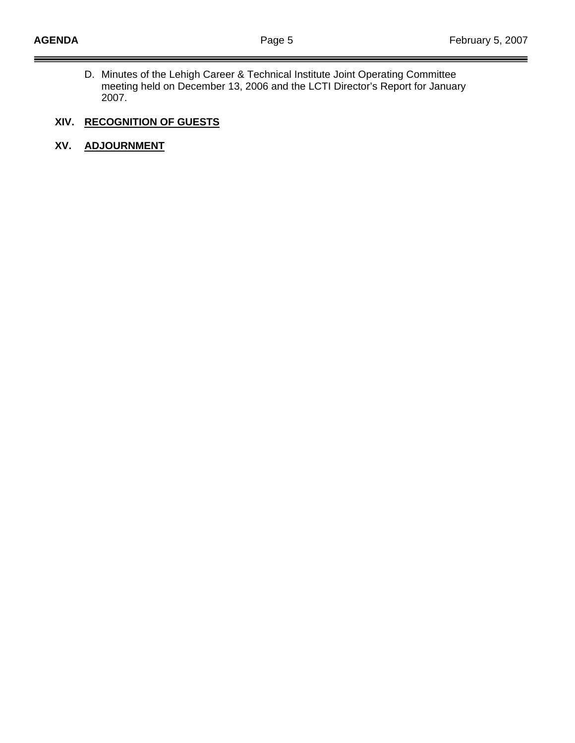D. Minutes of the Lehigh Career & Technical Institute Joint Operating Committee meeting held on December 13, 2006 and the LCTI Director's Report for January 2007.

## XIV. RECOGNITION OF GUESTS

## XV. ADJOURNMENT